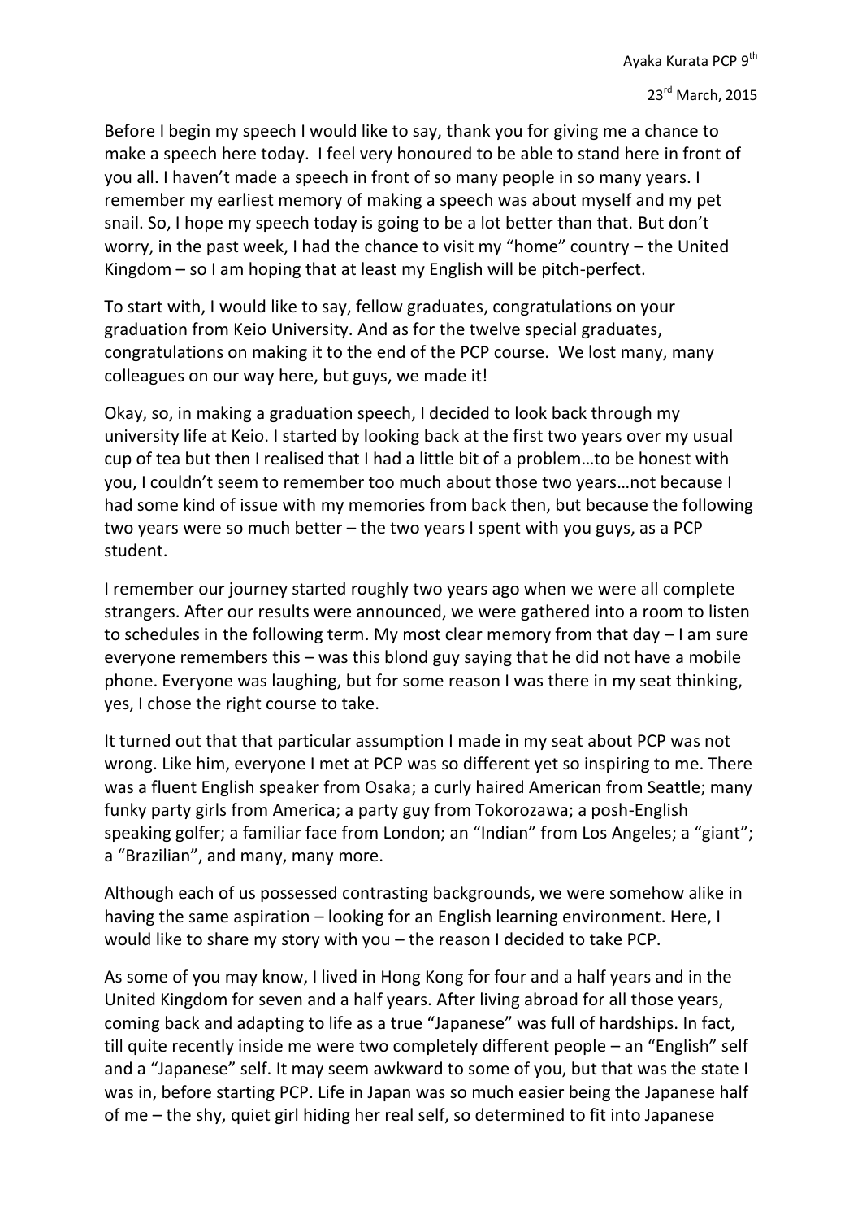Ayaka Kurata PCP 9th

23rd March, 2015

Before I begin my speech I would like to say, thank you for giving me a chance to make a speech here today. I feel very honoured to be able to stand here in front of you all. I haven't made a speech in front of so many people in so many years. I remember my earliest memory of making a speech was about myself and my pet snail. So, I hope my speech today is going to be a lot better than that. But don't worry, in the past week, I had the chance to visit my "home" country – the United Kingdom – so I am hoping that at least my English will be pitch-perfect.

To start with, I would like to say, fellow graduates, congratulations on your graduation from Keio University. And as for the twelve special graduates, congratulations on making it to the end of the PCP course. We lost many, many colleagues on our way here, but guys, we made it!

Okay, so, in making a graduation speech, I decided to look back through my university life at Keio. I started by looking back at the first two years over my usual cup of tea but then I realised that I had a little bit of a problem…to be honest with you, I couldn't seem to remember too much about those two years…not because I had some kind of issue with my memories from back then, but because the following two years were so much better – the two years I spent with you guys, as a PCP student.

I remember our journey started roughly two years ago when we were all complete strangers. After our results were announced, we were gathered into a room to listen to schedules in the following term. My most clear memory from that day – I am sure everyone remembers this – was this blond guy saying that he did not have a mobile phone. Everyone was laughing, but for some reason I was there in my seat thinking, yes, I chose the right course to take.

It turned out that that particular assumption I made in my seat about PCP was not wrong. Like him, everyone I met at PCP was so different yet so inspiring to me. There was a fluent English speaker from Osaka; a curly haired American from Seattle; many funky party girls from America; a party guy from Tokorozawa; a posh-English speaking golfer; a familiar face from London; an "Indian" from Los Angeles; a "giant"; a "Brazilian", and many, many more.

Although each of us possessed contrasting backgrounds, we were somehow alike in having the same aspiration – looking for an English learning environment. Here, I would like to share my story with you – the reason I decided to take PCP.

As some of you may know, I lived in Hong Kong for four and a half years and in the United Kingdom for seven and a half years. After living abroad for all those years, coming back and adapting to life as a true "Japanese" was full of hardships. In fact, till quite recently inside me were two completely different people – an "English" self and a "Japanese" self. It may seem awkward to some of you, but that was the state I was in, before starting PCP. Life in Japan was so much easier being the Japanese half of me – the shy, quiet girl hiding her real self, so determined to fit into Japanese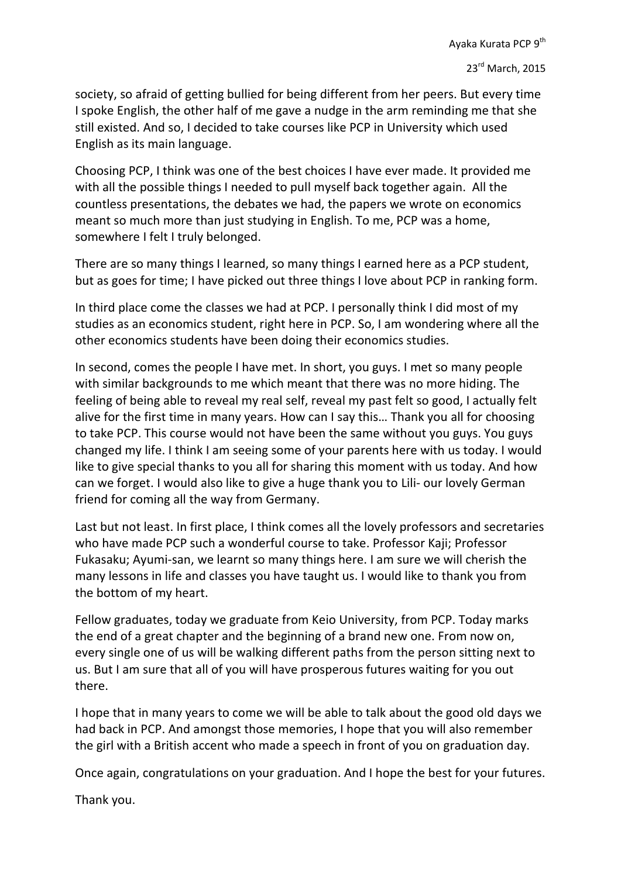society, so afraid of getting bullied for being different from her peers. But every time I spoke English, the other half of me gave a nudge in the arm reminding me that she still existed. And so, I decided to take courses like PCP in University which used English as its main language.

Choosing PCP, I think was one of the best choices I have ever made. It provided me with all the possible things I needed to pull myself back together again. All the countless presentations, the debates we had, the papers we wrote on economics meant so much more than just studying in English. To me, PCP was a home, somewhere I felt I truly belonged.

There are so many things I learned, so many things I earned here as a PCP student, but as goes for time; I have picked out three things I love about PCP in ranking form.

In third place come the classes we had at PCP. I personally think I did most of my studies as an economics student, right here in PCP. So, I am wondering where all the other economics students have been doing their economics studies.

In second, comes the people I have met. In short, you guys. I met so many people with similar backgrounds to me which meant that there was no more hiding. The feeling of being able to reveal my real self, reveal my past felt so good, I actually felt alive for the first time in many years. How can I say this… Thank you all for choosing to take PCP. This course would not have been the same without you guys. You guys changed my life. I think I am seeing some of your parents here with us today. I would like to give special thanks to you all for sharing this moment with us today. And how can we forget. I would also like to give a huge thank you to Lili- our lovely German friend for coming all the way from Germany.

Last but not least. In first place, I think comes all the lovely professors and secretaries who have made PCP such a wonderful course to take. Professor Kaji; Professor Fukasaku; Ayumi-san, we learnt so many things here. I am sure we will cherish the many lessons in life and classes you have taught us. I would like to thank you from the bottom of my heart.

Fellow graduates, today we graduate from Keio University, from PCP. Today marks the end of a great chapter and the beginning of a brand new one. From now on, every single one of us will be walking different paths from the person sitting next to us. But I am sure that all of you will have prosperous futures waiting for you out there.

I hope that in many years to come we will be able to talk about the good old days we had back in PCP. And amongst those memories, I hope that you will also remember the girl with a British accent who made a speech in front of you on graduation day.

Once again, congratulations on your graduation. And I hope the best for your futures.

Thank you.